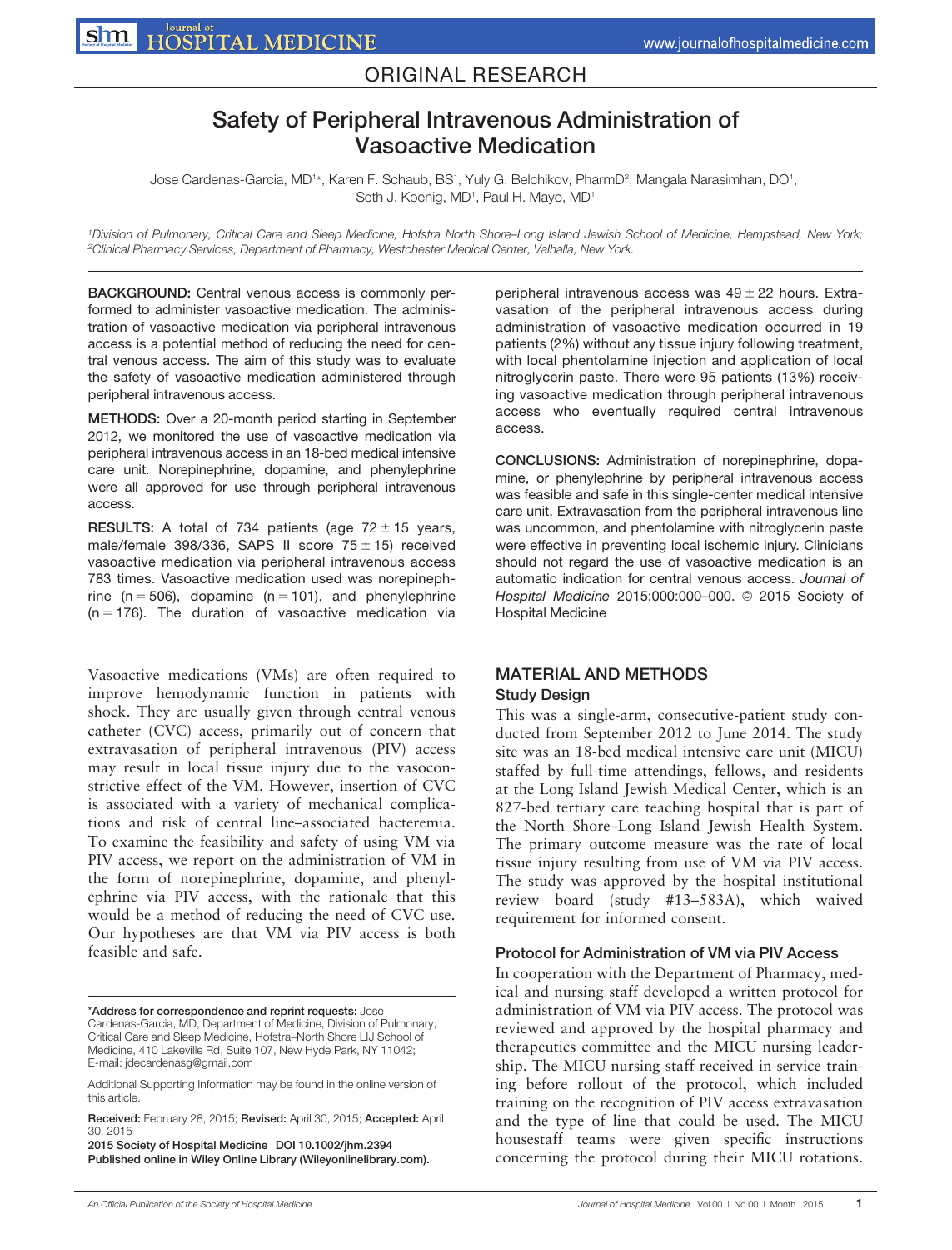ORIGINAL RESEARCH

# Safety of Peripheral Intravenous Administration of Vasoactive Medication

Jose Cardenas-Garcia, MD[1]*, Karen F. Schaub, BS[1], Yuly G. Belchikov, PharmD[2], Mangala Narasimhan, DO[1], Seth J. Koenig, MD[1], Paul H. Mayo, MD[1]

[1]*Division of Pulmonary, Critical Care and Sleep Medicine, Hofstra North Shore–Long Island Jewish School of Medicine, Hempstead, New York;* [2]*Clinical Pharmacy Services, Department of Pharmacy, Westchester Medical Center, Valhalla, New York.*

**BACKGROUND:** Central venous access is commonly performed to administer vasoactive medication. The administration of vasoactive medication via peripheral intravenous access is a potential method of reducing the need for central venous access. The aim of this study was to evaluate the safety of vasoactive medication administered through peripheral intravenous access.

**METHODS:** Over a 20-month period starting in September 2012, we monitored the use of vasoactive medication via peripheral intravenous access in an 18-bed medical intensive care unit. Norepinephrine, dopamine, and phenylephrine were all approved for use through peripheral intravenous access.

**RESULTS:** A total of 734 patients (age 72 ± 15 years, male/female 398/336, SAPS II score 75 ± 15) received vasoactive medication via peripheral intravenous access 783 times. Vasoactive medication used was norepinephrine (n = 506), dopamine (n = 101), and phenylephrine (n = 176). The duration of vasoactive medication via peripheral intravenous access was 49 ± 22 hours. Extravasation of the peripheral intravenous access during administration of vasoactive medication occurred in 19 patients (2%) without any tissue injury following treatment, with local phentolamine injection and application of local nitroglycerin paste. There were 95 patients (13%) receiving vasoactive medication through peripheral intravenous access who eventually required central intravenous access.

**CONCLUSIONS:** Administration of norepinephrine, dopamine, or phenylephrine by peripheral intravenous access was feasible and safe in this single-center medical intensive care unit. Extravasation from the peripheral intravenous line was uncommon, and phentolamine with nitroglycerin paste were effective in preventing local ischemic injury. Clinicians should not regard the use of vasoactive medication is an automatic indication for central venous access. *Journal of Hospital Medicine* 2015;000:000–000. © 2015 Society of Hospital Medicine

Vasoactive medications (VMs) are often required to improve hemodynamic function in patients with shock. They are usually given through central venous catheter (CVC) access, primarily out of concern that extravasation of peripheral intravenous (PIV) access may result in local tissue injury due to the vasoconstrictive effect of the VM. However, insertion of CVC is associated with a variety of mechanical complications and risk of central line–associated bacteremia. To examine the feasibility and safety of using VM via PIV access, we report on the administration of VM in the form of norepinephrine, dopamine, and phenylephrine via PIV access, with the rationale that this would be a method of reducing the need of CVC use. Our hypotheses are that VM via PIV access is both feasible and safe.

*Address for correspondence and reprint requests: Jose Cardenas-Garcia, MD, Department of Medicine, Division of Pulmonary, Critical Care and Sleep Medicine, Hofstra–North Shore LIJ School of Medicine, 410 Lakeville Rd, Suite 107, New Hyde Park, NY 11042; E-mail: jdecardenasg@gmail.com

Additional Supporting Information may be found in the online version of this article.

Received: February 28, 2015; Revised: April 30, 2015; Accepted: April 30, 2015

2015 Society of Hospital Medicine DOI 10.1002/jhm.2394
Published online in Wiley Online Library (Wileyonlinelibrary.com).

## MATERIAL AND METHODS

### Study Design

This was a single-arm, consecutive-patient study conducted from September 2012 to June 2014. The study site was an 18-bed medical intensive care unit (MICU) staffed by full-time attendings, fellows, and residents at the Long Island Jewish Medical Center, which is an 827-bed tertiary care teaching hospital that is part of the North Shore–Long Island Jewish Health System. The primary outcome measure was the rate of local tissue injury resulting from use of VM via PIV access. The study was approved by the hospital institutional review board (study #13–583A), which waived requirement for informed consent.

### Protocol for Administration of VM via PIV Access

In cooperation with the Department of Pharmacy, medical and nursing staff developed a written protocol for administration of VM via PIV access. The protocol was reviewed and approved by the hospital pharmacy and therapeutics committee and the MICU nursing leadership. The MICU nursing staff received in-service training before rollout of the protocol, which included training on the recognition of PIV access extravasation and the type of line that could be used. The MICU housestaff teams were given specific instructions concerning the protocol during their MICU rotations.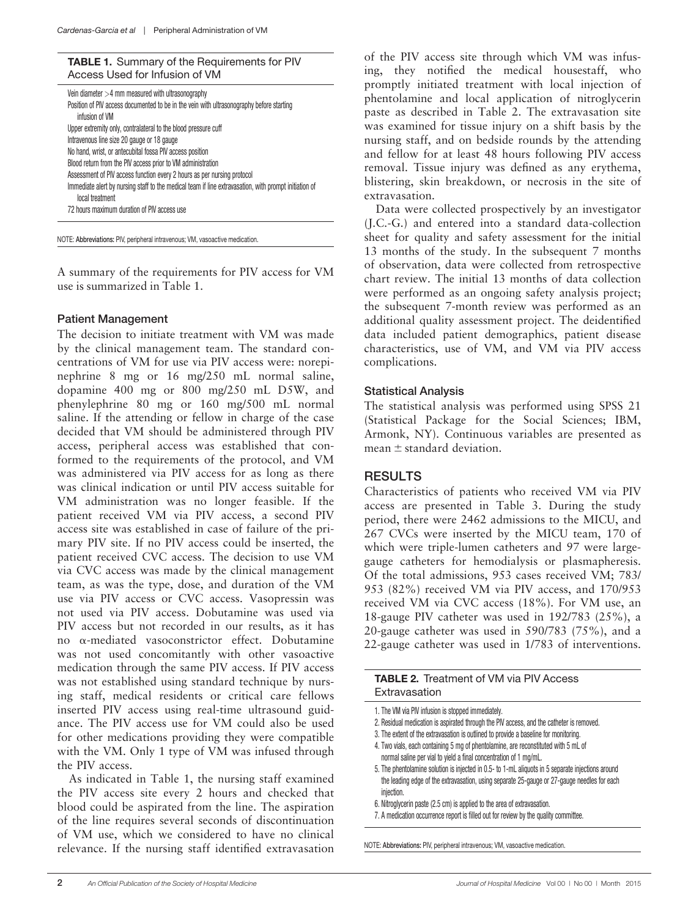**TABLE 1.** Summary of the Requirements for PIV Access Used for Infusion of VM

| |
|---|
| Vein diameter >4 mm measured with ultrasonography |
| Position of PIV access documented to be in the vein with ultrasonography before starting infusion of VM |
| Upper extremity only, contralateral to the blood pressure cuff |
| Intravenous line size 20 gauge or 18 gauge |
| No hand, wrist, or antecubital fossa PIV access position |
| Blood return from the PIV access prior to VM administration |
| Assessment of PIV access function every 2 hours as per nursing protocol |
| Immediate alert by nursing staff to the medical team if line extravasation, with prompt initiation of local treatment |
| 72 hours maximum duration of PIV access use |

NOTE: **Abbreviations:** PIV, peripheral intravenous; VM, vasoactive medication.

A summary of the requirements for PIV access for VM use is summarized in Table 1.

### Patient Management

The decision to initiate treatment with VM was made by the clinical management team. The standard concentrations of VM for use via PIV access were: norepinephrine 8 mg or 16 mg/250 mL normal saline, dopamine 400 mg or 800 mg/250 mL D5W, and phenylephrine 80 mg or 160 mg/500 mL normal saline. If the attending or fellow in charge of the case decided that VM should be administered through PIV access, peripheral access was established that conformed to the requirements of the protocol, and VM was administered via PIV access for as long as there was clinical indication or until PIV access suitable for VM administration was no longer feasible. If the patient received VM via PIV access, a second PIV access site was established in case of failure of the primary PIV site. If no PIV access could be inserted, the patient received CVC access. The decision to use VM via CVC access was made by the clinical management team, as was the type, dose, and duration of the VM use via PIV access or CVC access. Vasopressin was not used via PIV access. Dobutamine was used via PIV access but not recorded in our results, as it has no α-mediated vasoconstrictor effect. Dobutamine was not used concomitantly with other vasoactive medication through the same PIV access. If PIV access was not established using standard technique by nursing staff, medical residents or critical care fellows inserted PIV access using real-time ultrasound guidance. The PIV access use for VM could also be used for other medications providing they were compatible with the VM. Only 1 type of VM was infused through the PIV access.

As indicated in Table 1, the nursing staff examined the PIV access site every 2 hours and checked that blood could be aspirated from the line. The aspiration of the line requires several seconds of discontinuation of VM use, which we considered to have no clinical relevance. If the nursing staff identified extravasation of the PIV access site through which VM was infusing, they notified the medical housestaff, who promptly initiated treatment with local injection of phentolamine and local application of nitroglycerin paste as described in Table 2. The extravasation site was examined for tissue injury on a shift basis by the nursing staff, and on bedside rounds by the attending and fellow for at least 48 hours following PIV access removal. Tissue injury was defined as any erythema, blistering, skin breakdown, or necrosis in the site of extravasation.

Data were collected prospectively by an investigator (J.C.-G.) and entered into a standard data-collection sheet for quality and safety assessment for the initial 13 months of the study. In the subsequent 7 months of observation, data were collected from retrospective chart review. The initial 13 months of data collection were performed as an ongoing safety analysis project; the subsequent 7-month review was performed as an additional quality assessment project. The deidentified data included patient demographics, patient disease characteristics, use of VM, and VM via PIV access complications.

### Statistical Analysis

The statistical analysis was performed using SPSS 21 (Statistical Package for the Social Sciences; IBM, Armonk, NY). Continuous variables are presented as mean ± standard deviation.

## RESULTS

Characteristics of patients who received VM via PIV access are presented in Table 3. During the study period, there were 2462 admissions to the MICU, and 267 CVCs were inserted by the MICU team, 170 of which were triple-lumen catheters and 97 were large-gauge catheters for hemodialysis or plasmapheresis. Of the total admissions, 953 cases received VM; 783/953 (82%) received VM via PIV access, and 170/953 received VM via CVC access (18%). For VM use, an 18-gauge PIV catheter was used in 192/783 (25%), a 20-gauge catheter was used in 590/783 (75%), and a 22-gauge catheter was used in 1/783 of interventions.

**TABLE 2.** Treatment of VM via PIV Access Extravasation

1. The VM via PIV infusion is stopped immediately.
2. Residual medication is aspirated through the PIV access, and the catheter is removed.
3. The extent of the extravasation is outlined to provide a baseline for monitoring.
4. Two vials, each containing 5 mg of phentolamine, are reconstituted with 5 mL of normal saline per vial to yield a final concentration of 1 mg/mL.
5. The phentolamine solution is injected in 0.5- to 1-mL aliquots in 5 separate injections around the leading edge of the extravasation, using separate 25-gauge or 27-gauge needles for each injection.
6. Nitroglycerin paste (2.5 cm) is applied to the area of extravasation.
7. A medication occurrence report is filled out for review by the quality committee.

NOTE: **Abbreviations:** PIV, peripheral intravenous; VM, vasoactive medication.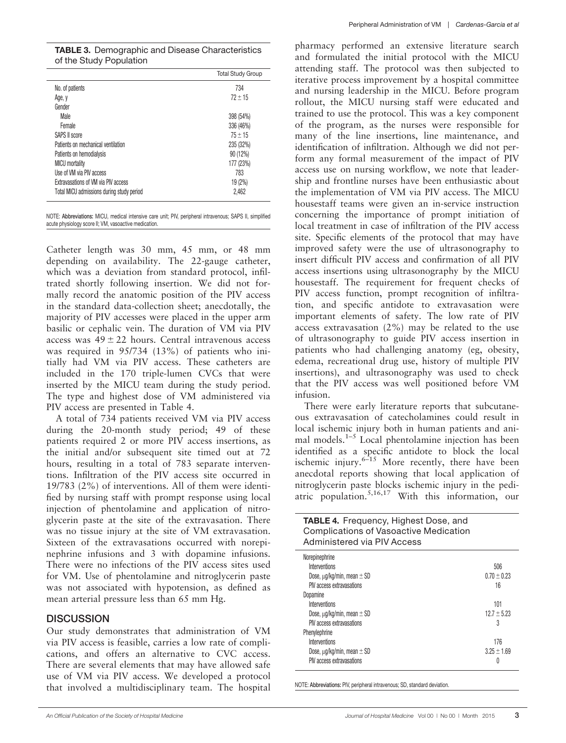**TABLE 3.** Demographic and Disease Characteristics of the Study Population

| | Total Study Group |
|---|---|
| No. of patients | 734 |
| Age, y | 72 ± 15 |
| Gender | |
| Male | 398 (54%) |
| Female | 336 (46%) |
| SAPS II score | 75 ± 15 |
| Patients on mechanical ventilation | 235 (32%) |
| Patients on hemodialysis | 90 (12%) |
| MICU mortality | 177 (23%) |
| Use of VM via PIV access | 783 |
| Extravasations of VM via PIV access | 19 (2%) |
| Total MICU admissions during study period | 2,462 |

NOTE: **Abbreviations:** MICU, medical intensive care unit; PIV, peripheral intravenous; SAPS II, simplified acute physiology score II; VM, vasoactive medication.

Catheter length was 30 mm, 45 mm, or 48 mm depending on availability. The 22-gauge catheter, which was a deviation from standard protocol, infiltrated shortly following insertion. We did not formally record the anatomic position of the PIV access in the standard data-collection sheet; anecdotally, the majority of PIV accesses were placed in the upper arm basilic or cephalic vein. The duration of VM via PIV access was 49 ± 22 hours. Central intravenous access was required in 95/734 (13%) of patients who initially had VM via PIV access. These catheters are included in the 170 triple-lumen CVCs that were inserted by the MICU team during the study period. The type and highest dose of VM administered via PIV access are presented in Table 4.

A total of 734 patients received VM via PIV access during the 20-month study period; 49 of these patients required 2 or more PIV access insertions, as the initial and/or subsequent site timed out at 72 hours, resulting in a total of 783 separate interventions. Infiltration of the PIV access site occurred in 19/783 (2%) of interventions. All of them were identified by nursing staff with prompt response using local injection of phentolamine and application of nitroglycerin paste at the site of the extravasation. There was no tissue injury at the site of VM extravasation. Sixteen of the extravasations occurred with norepinephrine infusions and 3 with dopamine infusions. There were no infections of the PIV access sites used for VM. Use of phentolamine and nitroglycerin paste was not associated with hypotension, as defined as mean arterial pressure less than 65 mm Hg.

## DISCUSSION

Our study demonstrates that administration of VM via PIV access is feasible, carries a low rate of complications, and offers an alternative to CVC access. There are several elements that may have allowed safe use of VM via PIV access. We developed a protocol that involved a multidisciplinary team. The hospital pharmacy performed an extensive literature search and formulated the initial protocol with the MICU attending staff. The protocol was then subjected to iterative process improvement by a hospital committee and nursing leadership in the MICU. Before program rollout, the MICU nursing staff were educated and trained to use the protocol. This was a key component of the program, as the nurses were responsible for many of the line insertions, line maintenance, and identification of infiltration. Although we did not perform any formal measurement of the impact of PIV access use on nursing workflow, we note that leadership and frontline nurses have been enthusiastic about the implementation of VM via PIV access. The MICU housestaff teams were given an in-service instruction concerning the importance of prompt initiation of local treatment in case of infiltration of the PIV access site. Specific elements of the protocol that may have improved safety were the use of ultrasonography to insert difficult PIV access and confirmation of all PIV access insertions using ultrasonography by the MICU housestaff. The requirement for frequent checks of PIV access function, prompt recognition of infiltration, and specific antidote to extravasation were important elements of safety. The low rate of PIV access extravasation (2%) may be related to the use of ultrasonography to guide PIV access insertion in patients who had challenging anatomy (eg, obesity, edema, recreational drug use, history of multiple PIV insertions), and ultrasonography was used to check that the PIV access was well positioned before VM infusion.

There were early literature reports that subcutaneous extravasation of catecholamines could result in local ischemic injury both in human patients and animal models.[1–5] Local phentolamine injection has been identified as a specific antidote to block the local ischemic injury.[6–15] More recently, there have been anecdotal reports showing that local application of nitroglycerin paste blocks ischemic injury in the pediatric population.[5,16,17] With this information, our

**TABLE 4.** Frequency, Highest Dose, and Complications of Vasoactive Medication Administered via PIV Access

| | |
|---|---|
| Norepinephrine | |
| Interventions | 506 |
| Dose, μg/kg/min, mean ± SD | 0.70 ± 0.23 |
| PIV access extravasations | 16 |
| Dopamine | |
| Interventions | 101 |
| Dose, μg/kg/min, mean ± SD | 12.7 ± 5.23 |
| PIV access extravasations | 3 |
| Phenylephrine | |
| Interventions | 176 |
| Dose, μg/kg/min, mean ± SD | 3.25 ± 1.69 |
| PIV access extravasations | 0 |

NOTE: **Abbreviations:** PIV, peripheral intravenous; SD, standard deviation.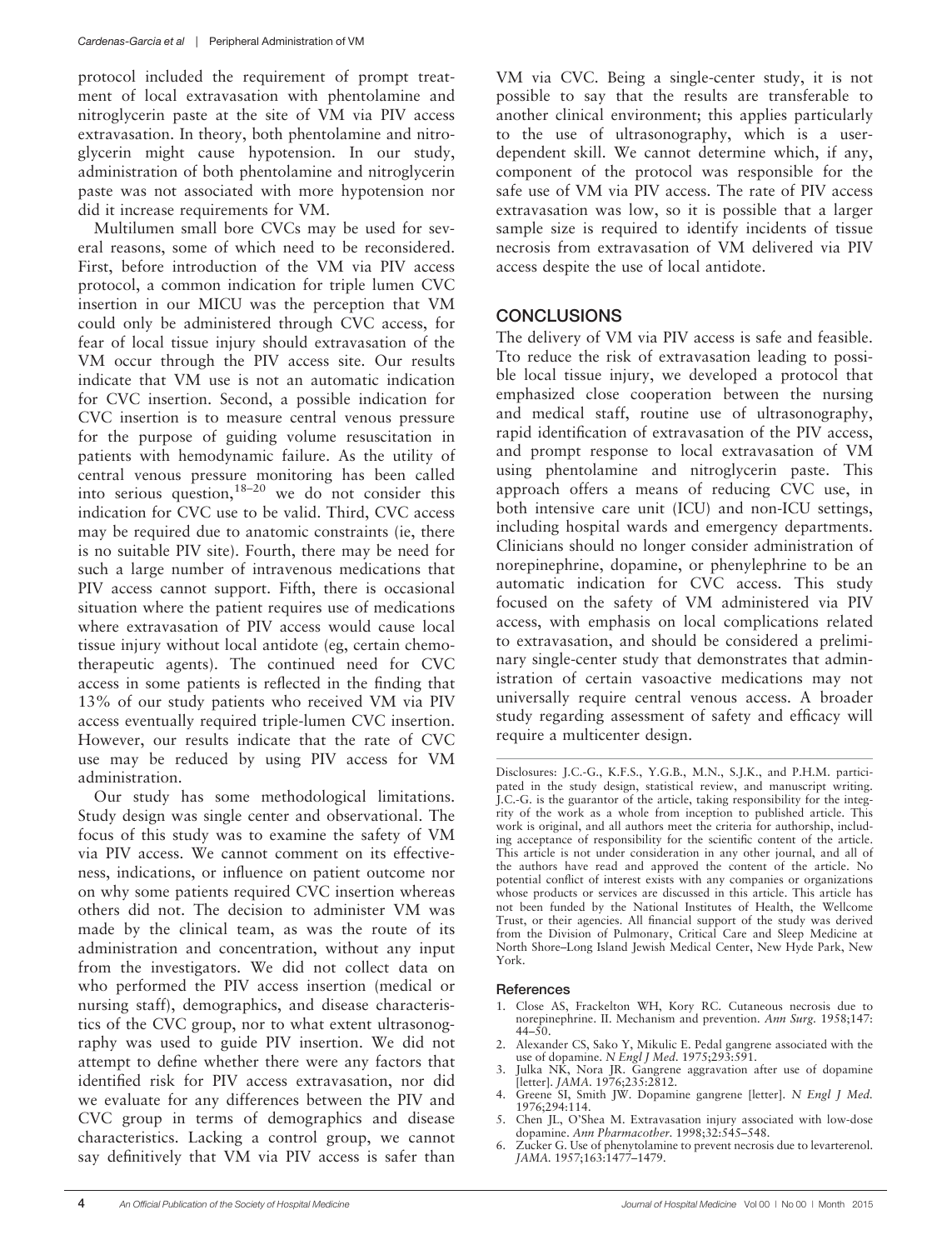protocol included the requirement of prompt treatment of local extravasation with phentolamine and nitroglycerin paste at the site of VM via PIV access extravasation. In theory, both phentolamine and nitroglycerin might cause hypotension. In our study, administration of both phentolamine and nitroglycerin paste was not associated with more hypotension nor did it increase requirements for VM.

Multilumen small bore CVCs may be used for several reasons, some of which need to be reconsidered. First, before introduction of the VM via PIV access protocol, a common indication for triple lumen CVC insertion in our MICU was the perception that VM could only be administered through CVC access, for fear of local tissue injury should extravasation of the VM occur through the PIV access site. Our results indicate that VM use is not an automatic indication for CVC insertion. Second, a possible indication for CVC insertion is to measure central venous pressure for the purpose of guiding volume resuscitation in patients with hemodynamic failure. As the utility of central venous pressure monitoring has been called into serious question,[18–20] we do not consider this indication for CVC use to be valid. Third, CVC access may be required due to anatomic constraints (ie, there is no suitable PIV site). Fourth, there may be need for such a large number of intravenous medications that PIV access cannot support. Fifth, there is occasional situation where the patient requires use of medications where extravasation of PIV access would cause local tissue injury without local antidote (eg, certain chemotherapeutic agents). The continued need for CVC access in some patients is reflected in the finding that 13% of our study patients who received VM via PIV access eventually required triple-lumen CVC insertion. However, our results indicate that the rate of CVC use may be reduced by using PIV access for VM administration.

Our study has some methodological limitations. Study design was single center and observational. The focus of this study was to examine the safety of VM via PIV access. We cannot comment on its effectiveness, indications, or influence on patient outcome nor on why some patients required CVC insertion whereas others did not. The decision to administer VM was made by the clinical team, as was the route of its administration and concentration, without any input from the investigators. We did not collect data on who performed the PIV access insertion (medical or nursing staff), demographics, and disease characteristics of the CVC group, nor to what extent ultrasonography was used to guide PIV insertion. We did not attempt to define whether there were any factors that identified risk for PIV access extravasation, nor did we evaluate for any differences between the PIV and CVC group in terms of demographics and disease characteristics. Lacking a control group, we cannot say definitively that VM via PIV access is safer than VM via CVC. Being a single-center study, it is not possible to say that the results are transferable to another clinical environment; this applies particularly to the use of ultrasonography, which is a user-dependent skill. We cannot determine which, if any, component of the protocol was responsible for the safe use of VM via PIV access. The rate of PIV access extravasation was low, so it is possible that a larger sample size is required to identify incidents of tissue necrosis from extravasation of VM delivered via PIV access despite the use of local antidote.

## CONCLUSIONS

The delivery of VM via PIV access is safe and feasible. Tto reduce the risk of extravasation leading to possible local tissue injury, we developed a protocol that emphasized close cooperation between the nursing and medical staff, routine use of ultrasonography, rapid identification of extravasation of the PIV access, and prompt response to local extravasation of VM using phentolamine and nitroglycerin paste. This approach offers a means of reducing CVC use, in both intensive care unit (ICU) and non-ICU settings, including hospital wards and emergency departments. Clinicians should no longer consider administration of norepinephrine, dopamine, or phenylephrine to be an automatic indication for CVC access. This study focused on the safety of VM administered via PIV access, with emphasis on local complications related to extravasation, and should be considered a preliminary single-center study that demonstrates that administration of certain vasoactive medications may not universally require central venous access. A broader study regarding assessment of safety and efficacy will require a multicenter design.

Disclosures: J.C.-G., K.F.S., Y.G.B., M.N., S.J.K., and P.H.M. participated in the study design, statistical review, and manuscript writing. J.C.-G. is the guarantor of the article, taking responsibility for the integrity of the work as a whole from inception to published article. This work is original, and all authors meet the criteria for authorship, including acceptance of responsibility for the scientific content of the article. This article is not under consideration in any other journal, and all of the authors have read and approved the content of the article. No potential conflict of interest exists with any companies or organizations whose products or services are discussed in this article. This article has not been funded by the National Institutes of Health, the Wellcome Trust, or their agencies. All financial support of the study was derived from the Division of Pulmonary, Critical Care and Sleep Medicine at North Shore–Long Island Jewish Medical Center, New Hyde Park, New York.

### References

1. Close AS, Frackelton WH, Kory RC. Cutaneous necrosis due to norepinephrine. II. Mechanism and prevention. *Ann Surg*. 1958;147:44–50.
2. Alexander CS, Sako Y, Mikulic E. Pedal gangrene associated with the use of dopamine. *N Engl J Med*. 1975;293:591.
3. Julka NK, Nora JR. Gangrene aggravation after use of dopamine [letter]. *JAMA*. 1976;235:2812.
4. Greene SI, Smith JW. Dopamine gangrene [letter]. *N Engl J Med*. 1976;294:114.
5. Chen JL, O'Shea M. Extravasation injury associated with low-dose dopamine. *Ann Pharmacother*. 1998;32:545–548.
6. Zucker G. Use of phenytolamine to prevent necrosis due to levarterenol. *JAMA*. 1957;163:1477–1479.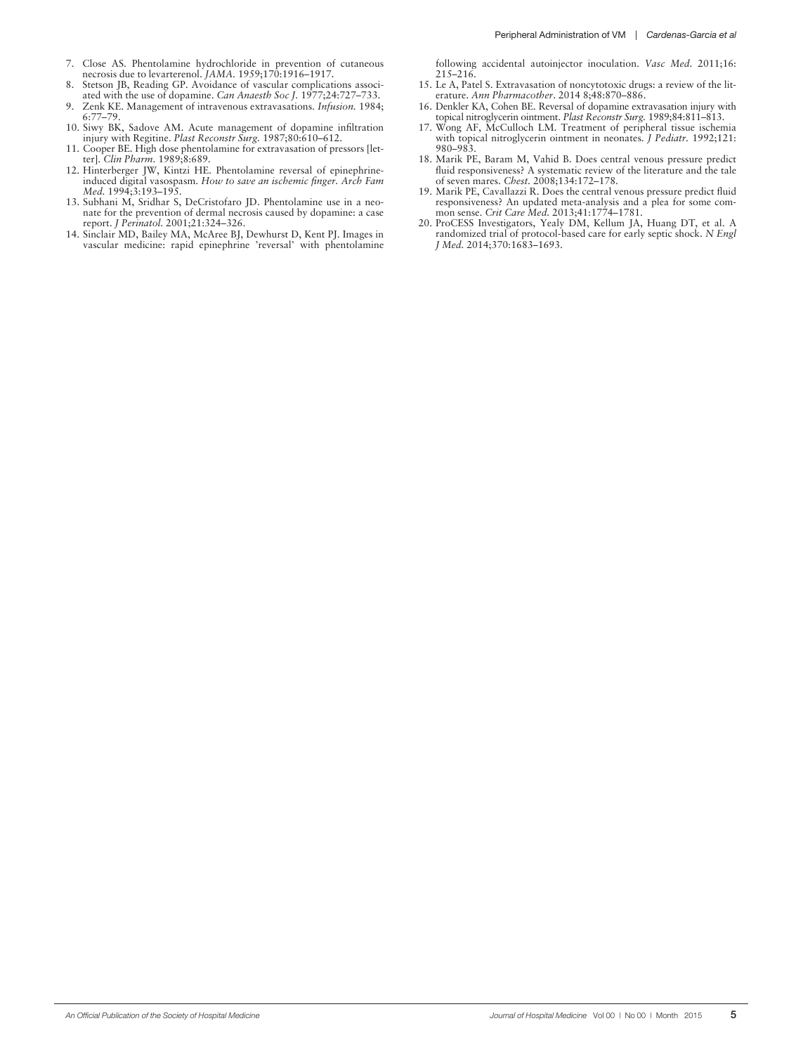7. Close AS. Phentolamine hydrochloride in prevention of cutaneous necrosis due to levarterenol. *JAMA*. 1959;170:1916–1917.
8. Stetson JB, Reading GP. Avoidance of vascular complications associated with the use of dopamine. *Can Anaesth Soc J*. 1977;24:727–733.
9. Zenk KE. Management of intravenous extravasations. *Infusion*. 1984; 6:77–79.
10. Siwy BK, Sadove AM. Acute management of dopamine infiltration injury with Regitine. *Plast Reconstr Surg*. 1987;80:610–612.
11. Cooper BE. High dose phentolamine for extravasation of pressors [letter]. *Clin Pharm*. 1989;8:689.
12. Hinterberger JW, Kintzi HE. Phentolamine reversal of epinephrine-induced digital vasospasm. *How to save an ischemic finger*. *Arch Fam Med*. 1994;3:193–195.
13. Subhani M, Sridhar S, DeCristofaro JD. Phentolamine use in a neonate for the prevention of dermal necrosis caused by dopamine: a case report. *J Perinatol*. 2001;21:324–326.
14. Sinclair MD, Bailey MA, McAree BJ, Dewhurst D, Kent PJ. Images in vascular medicine: rapid epinephrine 'reversal' with phentolamine following accidental autoinjector inoculation. *Vasc Med*. 2011;16: 215–216.
15. Le A, Patel S. Extravasation of noncytotoxic drugs: a review of the literature. *Ann Pharmacother*. 2014 8;48:870–886.
16. Denkler KA, Cohen BE. Reversal of dopamine extravasation injury with topical nitroglycerin ointment. *Plast Reconstr Surg*. 1989;84:811–813.
17. Wong AF, McCulloch LM. Treatment of peripheral tissue ischemia with topical nitroglycerin ointment in neonates. *J Pediatr*. 1992;121: 980–983.
18. Marik PE, Baram M, Vahid B. Does central venous pressure predict fluid responsiveness? A systematic review of the literature and the tale of seven mares. *Chest*. 2008;134:172–178.
19. Marik PE, Cavallazzi R. Does the central venous pressure predict fluid responsiveness? An updated meta-analysis and a plea for some common sense. *Crit Care Med*. 2013;41:1774–1781.
20. ProCESS Investigators, Yealy DM, Kellum JA, Huang DT, et al. A randomized trial of protocol-based care for early septic shock. *N Engl J Med*. 2014;370:1683–1693.